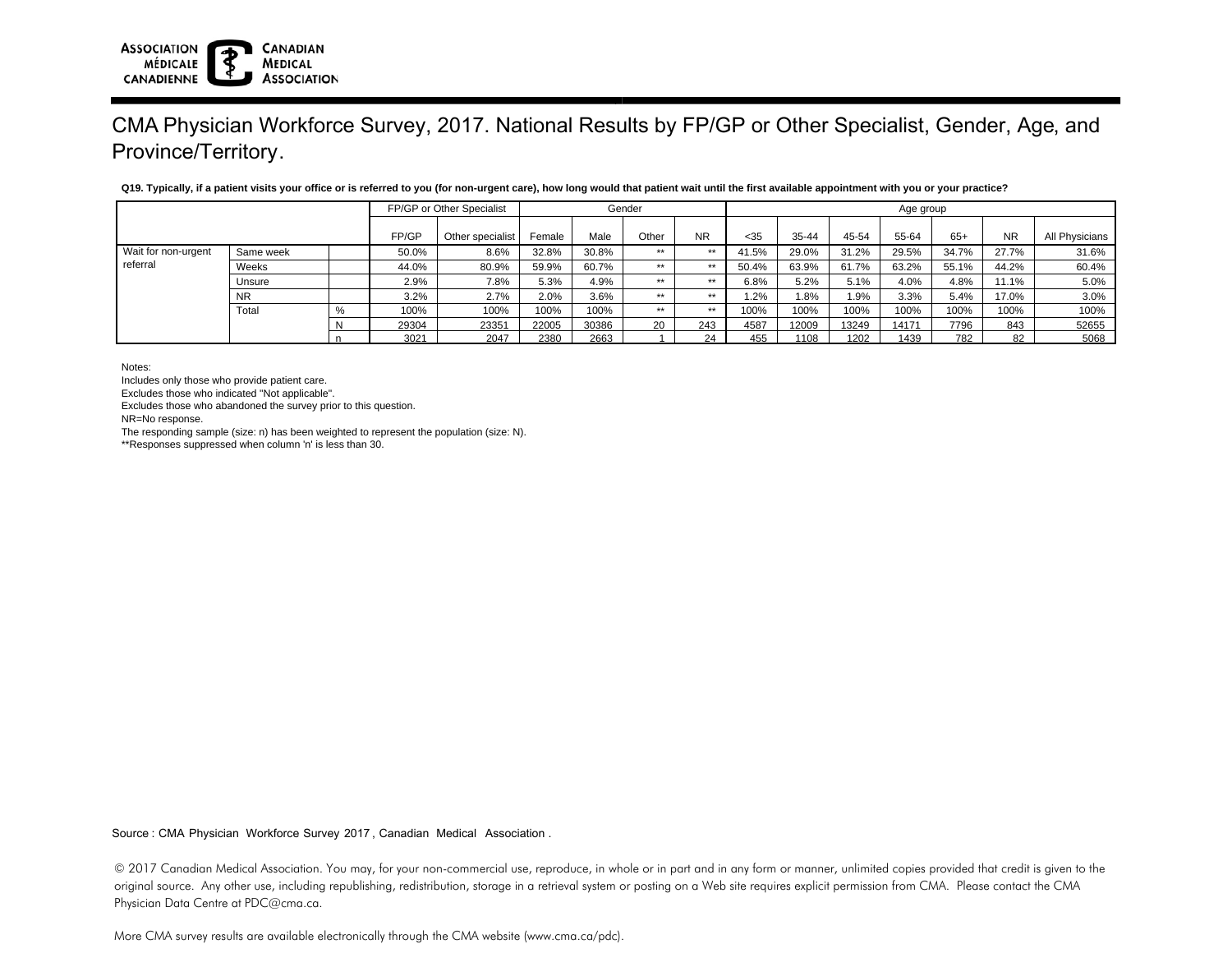# CMA Physician Workforce Survey, 2017. National Results by FP/GP or Other Specialist, Gender, Age, and Province/Territory.

**Q19. Typically, if a patient visits your office or is referred to you (for non-urgent care), how long would that patient wait until the first available appointment with you or your practice?**

| | | | FP/GP or Other Specialist | | Gender | | | | Age group | | | | | | |
|---|---|---|---|---|---|---|---|---|---|---|---|---|---|---|---|
| | | | FP/GP | Other specialist | Female | Male | Other | NR | <35 | 35-44 | 45-54 | 55-64 | 65+ | NR | All Physicians |
| Wait for non-urgent referral | Same week | | 50.0% | 8.6% | 32.8% | 30.8% | ** | ** | 41.5% | 29.0% | 31.2% | 29.5% | 34.7% | 27.7% | 31.6% |
| | Weeks | | 44.0% | 80.9% | 59.9% | 60.7% | ** | ** | 50.4% | 63.9% | 61.7% | 63.2% | 55.1% | 44.2% | 60.4% |
| | Unsure | | 2.9% | 7.8% | 5.3% | 4.9% | ** | ** | 6.8% | 5.2% | 5.1% | 4.0% | 4.8% | 11.1% | 5.0% |
| | NR | | 3.2% | 2.7% | 2.0% | 3.6% | ** | ** | 1.2% | 1.8% | 1.9% | 3.3% | 5.4% | 17.0% | 3.0% |
| | Total | % | 100% | 100% | 100% | 100% | ** | ** | 100% | 100% | 100% | 100% | 100% | 100% | 100% |
| | | N | 29304 | 23351 | 22005 | 30386 | 20 | 243 | 4587 | 12009 | 13249 | 14171 | 7796 | 843 | 52655 |
| | | n | 3021 | 2047 | 2380 | 2663 | 1 | 24 | 455 | 1108 | 1202 | 1439 | 782 | 82 | 5068 |

Notes:
Includes only those who provide patient care.
Excludes those who indicated "Not applicable".
Excludes those who abandoned the survey prior to this question.
NR=No response.
The responding sample (size: n) has been weighted to represent the population (size: N).
**Responses suppressed when column 'n' is less than 30.

Source : CMA Physician Workforce Survey 2017 , Canadian Medical Association .

© 2017 Canadian Medical Association. You may, for your non-commercial use, reproduce, in whole or in part and in any form or manner, unlimited copies provided that credit is given to the original source. Any other use, including republishing, redistribution, storage in a retrieval system or posting on a Web site requires explicit permission from CMA. Please contact the CMA Physician Data Centre at PDC@cma.ca.

More CMA survey results are available electronically through the CMA website (www.cma.ca/pdc).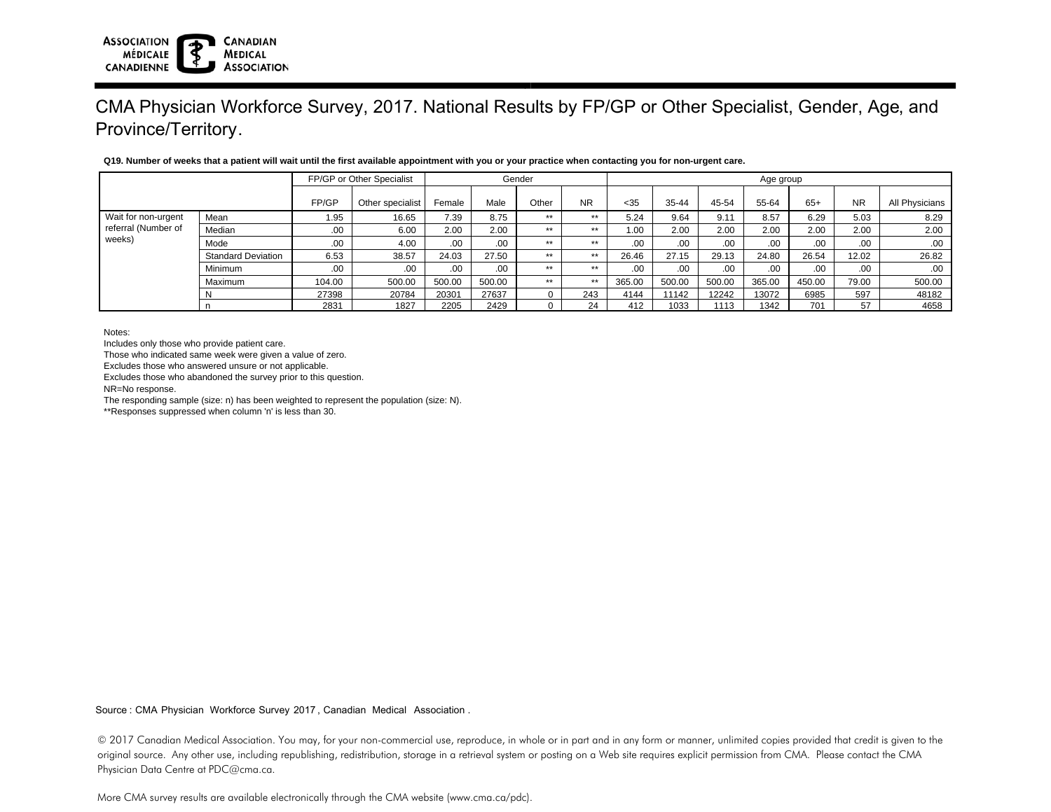ASSOCIATION MÉDICALE CANADIENNE | CANADIAN MEDICAL ASSOCIATION

# CMA Physician Workforce Survey, 2017. National Results by FP/GP or Other Specialist, Gender, Age, and Province/Territory.

**Q19. Number of weeks that a patient will wait until the first available appointment with you or your practice when contacting you for non-urgent care.**

| | | FP/GP or Other Specialist | | Gender | | | | Age group | | | | | | |
|---|---|---|---|---|---|---|---|---|---|---|---|---|---|---|
| | | FP/GP | Other specialist | Female | Male | Other | NR | <35 | 35-44 | 45-54 | 55-64 | 65+ | NR | All Physicians |
| Wait for non-urgent referral (Number of weeks) | Mean | 1.95 | 16.65 | 7.39 | 8.75 | ** | ** | 5.24 | 9.64 | 9.11 | 8.57 | 6.29 | 5.03 | 8.29 |
| | Median | .00 | 6.00 | 2.00 | 2.00 | ** | ** | 1.00 | 2.00 | 2.00 | 2.00 | 2.00 | 2.00 | 2.00 |
| | Mode | .00 | 4.00 | .00 | .00 | ** | ** | .00 | .00 | .00 | .00 | .00 | .00 | .00 |
| | Standard Deviation | 6.53 | 38.57 | 24.03 | 27.50 | ** | ** | 26.46 | 27.15 | 29.13 | 24.80 | 26.54 | 12.02 | 26.82 |
| | Minimum | .00 | .00 | .00 | .00 | ** | ** | .00 | .00 | .00 | .00 | .00 | .00 | .00 |
| | Maximum | 104.00 | 500.00 | 500.00 | 500.00 | ** | ** | 365.00 | 500.00 | 500.00 | 365.00 | 450.00 | 79.00 | 500.00 |
| | N | 27398 | 20784 | 20301 | 27637 | 0 | 243 | 4144 | 11142 | 12242 | 13072 | 6985 | 597 | 48182 |
| | n | 2831 | 1827 | 2205 | 2429 | 0 | 24 | 412 | 1033 | 1113 | 1342 | 701 | 57 | 4658 |

Notes:
Includes only those who provide patient care.
Those who indicated same week were given a value of zero.
Excludes those who answered unsure or not applicable.
Excludes those who abandoned the survey prior to this question.
NR=No response.
The responding sample (size: n) has been weighted to represent the population (size: N).
**Responses suppressed when column 'n' is less than 30.

Source : CMA Physician Workforce Survey 2017 , Canadian Medical Association .

© 2017 Canadian Medical Association. You may, for your non-commercial use, reproduce, in whole or in part and in any form or manner, unlimited copies provided that credit is given to the original source. Any other use, including republishing, redistribution, storage in a retrieval system or posting on a Web site requires explicit permission from CMA. Please contact the CMA Physician Data Centre at PDC@cma.ca.

More CMA survey results are available electronically through the CMA website (www.cma.ca/pdc).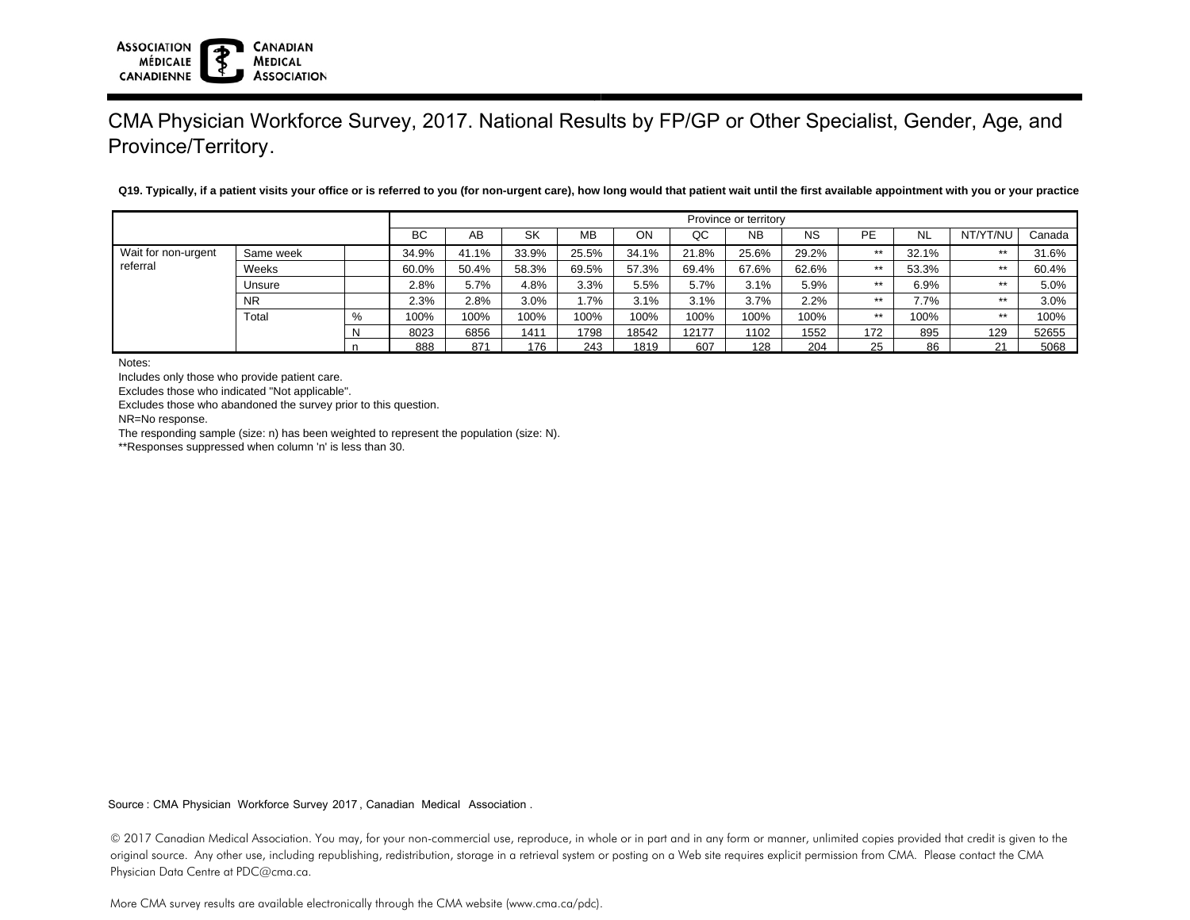# CMA Physician Workforce Survey, 2017. National Results by FP/GP or Other Specialist, Gender, Age, and Province/Territory.

**Q19. Typically, if a patient visits your office or is referred to you (for non-urgent care), how long would that patient wait until the first available appointment with you or your practice**

| | | | Province or territory | | | | | | | | | | | |
|---|---|---|---|---|---|---|---|---|---|---|---|---|---|---|
| | | | BC | AB | SK | MB | ON | QC | NB | NS | PE | NL | NT/YT/NU | Canada |
| Wait for non-urgent referral | Same week | | 34.9% | 41.1% | 33.9% | 25.5% | 34.1% | 21.8% | 25.6% | 29.2% | ** | 32.1% | ** | 31.6% |
| | Weeks | | 60.0% | 50.4% | 58.3% | 69.5% | 57.3% | 69.4% | 67.6% | 62.6% | ** | 53.3% | ** | 60.4% |
| | Unsure | | 2.8% | 5.7% | 4.8% | 3.3% | 5.5% | 5.7% | 3.1% | 5.9% | ** | 6.9% | ** | 5.0% |
| | NR | | 2.3% | 2.8% | 3.0% | 1.7% | 3.1% | 3.1% | 3.7% | 2.2% | ** | 7.7% | ** | 3.0% |
| | Total | % | 100% | 100% | 100% | 100% | 100% | 100% | 100% | 100% | ** | 100% | ** | 100% |
| | | N | 8023 | 6856 | 1411 | 1798 | 18542 | 12177 | 1102 | 1552 | 172 | 895 | 129 | 52655 |
| | | n | 888 | 871 | 176 | 243 | 1819 | 607 | 128 | 204 | 25 | 86 | 21 | 5068 |

Notes:

Includes only those who provide patient care.

Excludes those who indicated "Not applicable".

Excludes those who abandoned the survey prior to this question.

NR=No response.

The responding sample (size: n) has been weighted to represent the population (size: N).

**Responses suppressed when column 'n' is less than 30.

Source : CMA Physician Workforce Survey 2017 , Canadian Medical Association .

© 2017 Canadian Medical Association. You may, for your non-commercial use, reproduce, in whole or in part and in any form or manner, unlimited copies provided that credit is given to the original source. Any other use, including republishing, redistribution, storage in a retrieval system or posting on a Web site requires explicit permission from CMA. Please contact the CMA Physician Data Centre at PDC@cma.ca.

More CMA survey results are available electronically through the CMA website (www.cma.ca/pdc).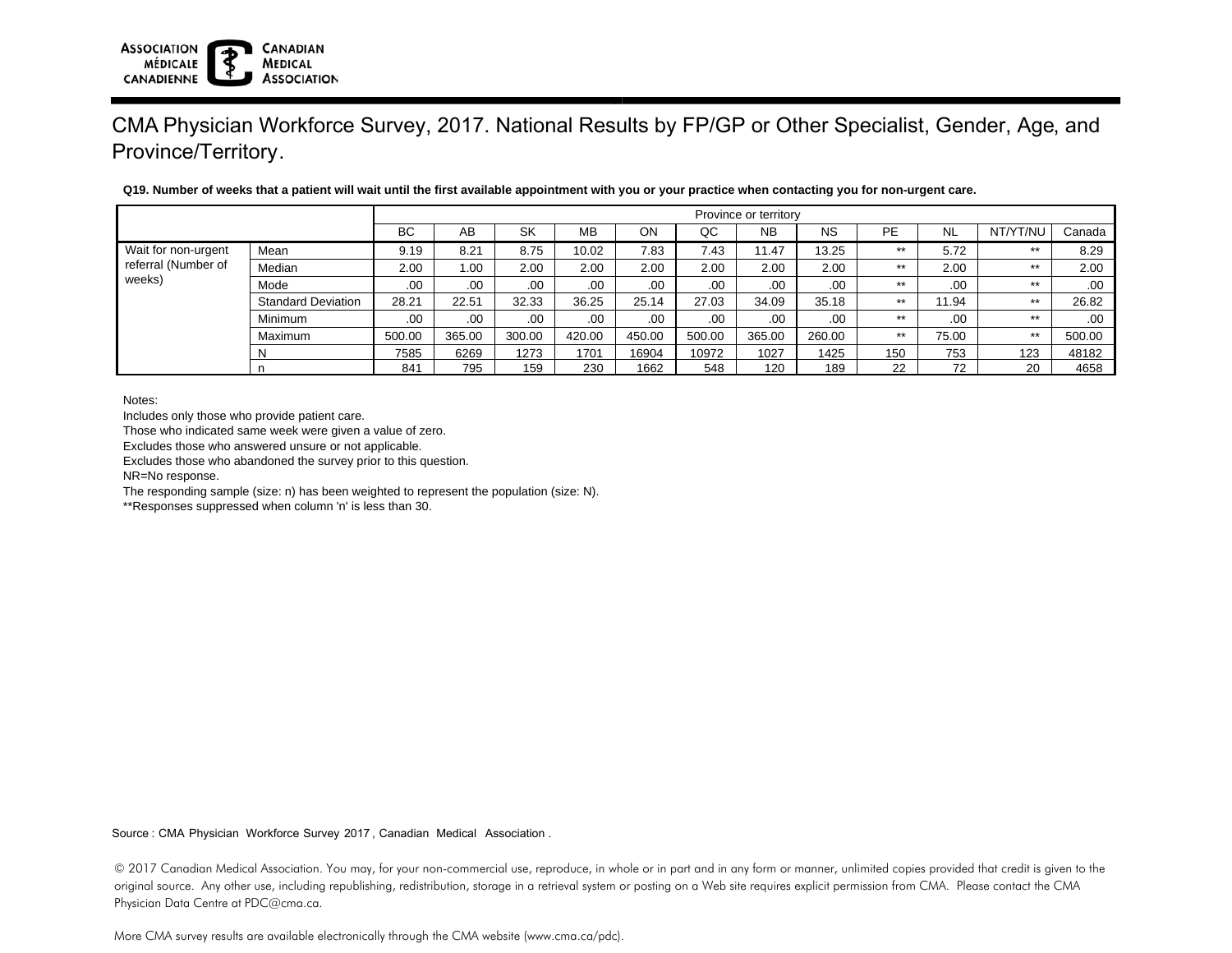# CMA Physician Workforce Survey, 2017. National Results by FP/GP or Other Specialist, Gender, Age, and Province/Territory.

**Q19. Number of weeks that a patient will wait until the first available appointment with you or your practice when contacting you for non-urgent care.**

| | | Province or territory | | | | | | | | | | | |
|---|---|---|---|---|---|---|---|---|---|---|---|---|---|
| | | BC | AB | SK | MB | ON | QC | NB | NS | PE | NL | NT/YT/NU | Canada |
| Wait for non-urgent referral (Number of weeks) | Mean | 9.19 | 8.21 | 8.75 | 10.02 | 7.83 | 7.43 | 11.47 | 13.25 | ** | 5.72 | ** | 8.29 |
| | Median | 2.00 | 1.00 | 2.00 | 2.00 | 2.00 | 2.00 | 2.00 | 2.00 | ** | 2.00 | ** | 2.00 |
| | Mode | .00 | .00 | .00 | .00 | .00 | .00 | .00 | .00 | ** | .00 | ** | .00 |
| | Standard Deviation | 28.21 | 22.51 | 32.33 | 36.25 | 25.14 | 27.03 | 34.09 | 35.18 | ** | 11.94 | ** | 26.82 |
| | Minimum | .00 | .00 | .00 | .00 | .00 | .00 | .00 | .00 | ** | .00 | ** | .00 |
| | Maximum | 500.00 | 365.00 | 300.00 | 420.00 | 450.00 | 500.00 | 365.00 | 260.00 | ** | 75.00 | ** | 500.00 |
| | N | 7585 | 6269 | 1273 | 1701 | 16904 | 10972 | 1027 | 1425 | 150 | 753 | 123 | 48182 |
| | n | 841 | 795 | 159 | 230 | 1662 | 548 | 120 | 189 | 22 | 72 | 20 | 4658 |

Notes:
Includes only those who provide patient care.
Those who indicated same week were given a value of zero.
Excludes those who answered unsure or not applicable.
Excludes those who abandoned the survey prior to this question.
NR=No response.
The responding sample (size: n) has been weighted to represent the population (size: N).
**Responses suppressed when column 'n' is less than 30.

Source : CMA Physician Workforce Survey 2017 , Canadian Medical Association .

© 2017 Canadian Medical Association. You may, for your non-commercial use, reproduce, in whole or in part and in any form or manner, unlimited copies provided that credit is given to the original source. Any other use, including republishing, redistribution, storage in a retrieval system or posting on a Web site requires explicit permission from CMA. Please contact the CMA Physician Data Centre at PDC@cma.ca.

More CMA survey results are available electronically through the CMA website (www.cma.ca/pdc).